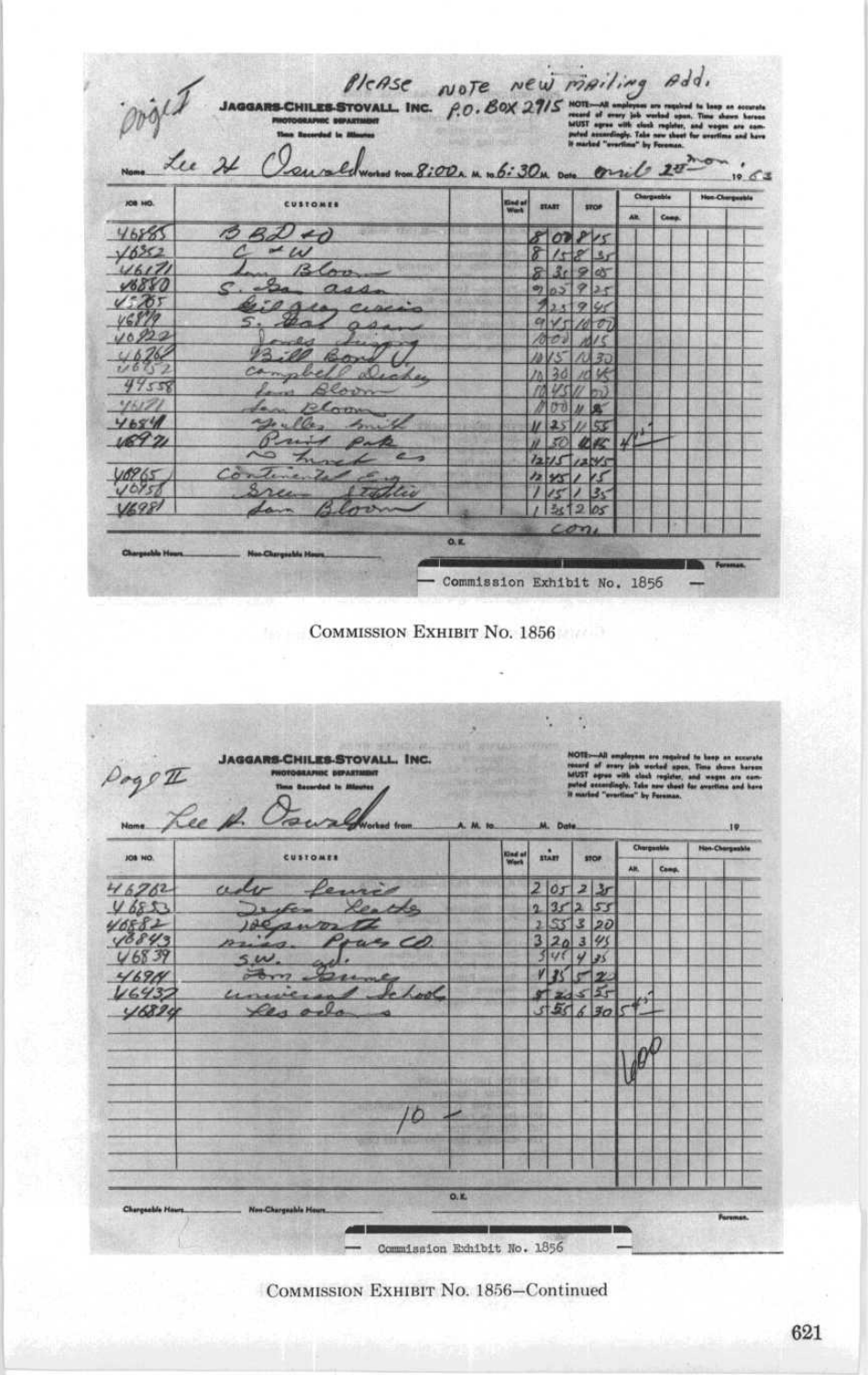Page I

Please note new mailing Add.

**JAGGARS-CHILES-STOVALL, INC.** P.O. BOX 2915
PHOTOGRAPHIC DEPARTMENT
Time Recorded in Minutes

NOTE—All employees are required to keep an accurate record of every job worked upon. Time shown hereon MUST agree with clock register, and wages are computed accordingly. Take new sheet for overtime and have it marked "overtime" by Foreman.

Name Lee H Oswald Worked from 8:00 A. M. to 6:30 M. Date April 29 Mon. 1963

| JOB NO. | CUSTOMER | Kind of Work | START | STOP | Chargeable Alt. | Chargeable Comp. | Non-Chargeable |
|---|---|---|---|---|---|---|---|
| 46885 | BBD&O | | 8 00 | 8 15 | | | |
| 46852 | C & W | | 8 15 | 8 35 | | | |
| 46671 | Sam Bloom | | 8 35 | 9 05 | | | |
| 46880 | S. Bap assn | | 9 05 | 9 25 | | | |
| 46865 | Gilzey circus | | 9 25 | 9 45 | | | |
| 46879 | S. Bap assn | | 9 45 | 10 00 | | | |
| 40822 | Jones Tuggy | | 10 00 | 10 15 | | | |
| 46762 | Bill Bond | | 10 15 | 10 30 | | | |
| 46852 | campbell Dickey | | 10 30 | 10 45 | | | |
| 44558 | Sam Bloom | | 10 45 | 11 00 | | | |
| 46871 | Sam Bloom | | 11 00 | 11 25 | | | |
| 46844 | Gilles smith | | 11 25 | 11 55 | | | |
| 46971 | Print pak | | 11 50 | 12 15 | 4 1/4 | | |
| | no lunch es | | 12 15 | 12 45 | | | |
| 46865 | Continental Eng | | 12 45 | 1 15 | | | |
| 40858 | Greer Stattie | | 1 15 | 1 35 | | | |
| 46981 | Sam Bloom | | 1 35 | 2 05 | | | |
| | | | con. | | | | |

Chargeable Hours \_\_\_\_ Non-Chargeable Hours \_\_\_\_ O.K. \_\_\_\_ Foreman.

Commission Exhibit No. 1856

COMMISSION EXHIBIT No. 1856

---

Page II

**JAGGARS-CHILES-STOVALL, INC.**
PHOTOGRAPHIC DEPARTMENT
Time Recorded in Minutes

NOTE—All employees are required to keep an accurate record of every job worked upon. Time shown hereon MUST agree with clock register, and wages are computed accordingly. Take new sheet for overtime and have it marked "overtime" by Foreman.

Name Lee H. Oswald Worked from \_\_\_\_ A. M. to \_\_\_\_ M. Date \_\_\_\_ 19\_\_

| JOB NO. | CUSTOMER | Kind of Work | START | STOP | Chargeable Alt. | Chargeable Comp. | Non-Chargeable |
|---|---|---|---|---|---|---|---|
| 46762 | adv lewis | | 2 05 | 2 35 | | | |
| 46853 | Texas Leather | | 2 35 | 2 55 | | | |
| 46882 | Hepworth | | 2 55 | 3 20 | | | |
| 46843 | miss. Pros CO. | | 3 20 | 3 45 | | | |
| 46839 | S.W. adv. | | 3 45 | 4 35 | | | |
| 46914 | Tom Gruney | | 4 35 | 5 20 | | | |
| 46437 | universal school | | 5 20 | 5 55 | | | |
| 46884 | Leo odom | | 5 55 | 6 30 | 5 1/2 | | |

10 —

Chargeable Hours \_\_\_\_ Non-Chargeable Hours \_\_\_\_ O.K. \_\_\_\_ Foreman.

Commission Exhibit No. 1856

COMMISSION EXHIBIT No. 1856—Continued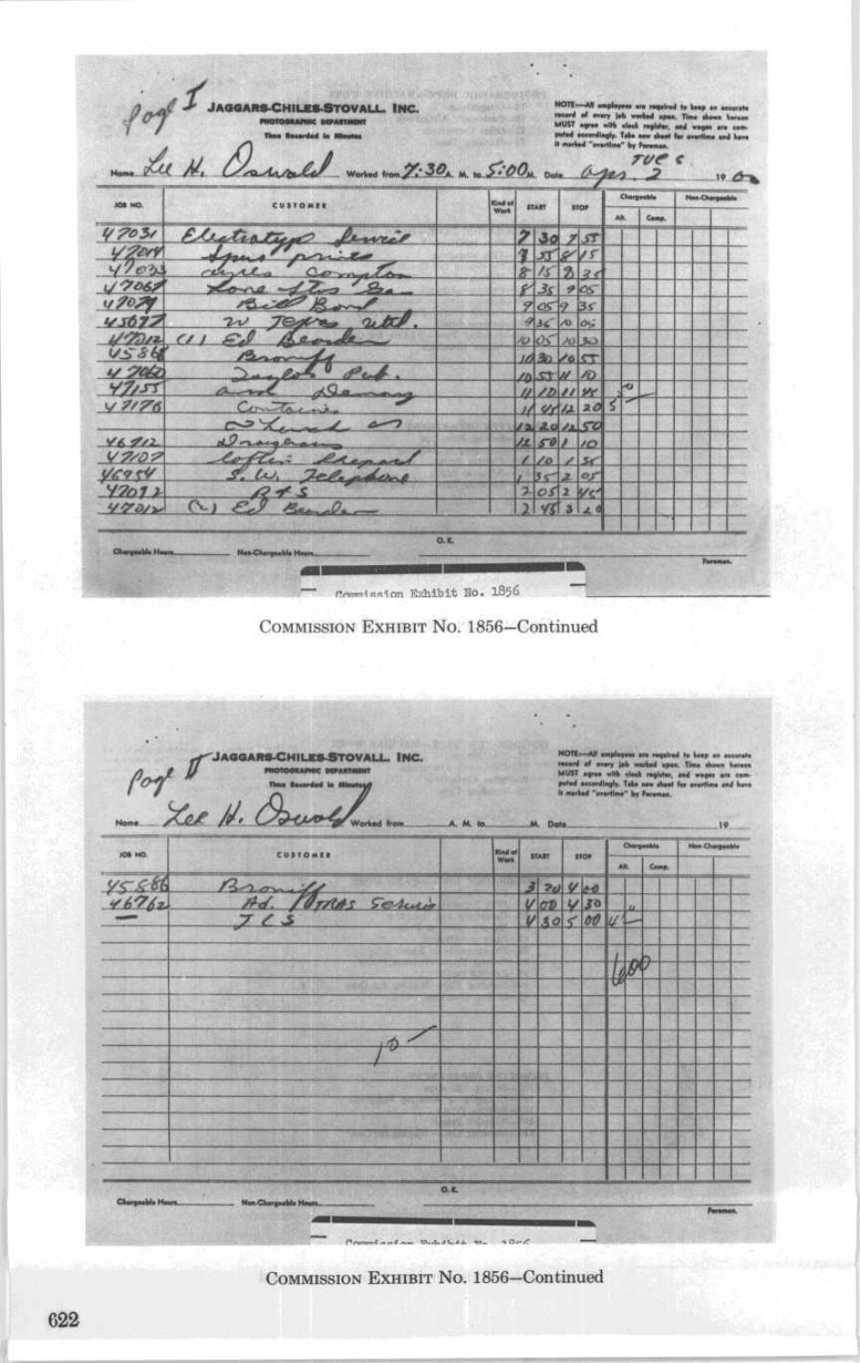Pag I

**JAGGARS-CHILES-STOVALL, INC.**
PHOTOGRAPHIC DEPARTMENT
Time Recorded in Minutes

NOTE:—All employees are required to keep an accurate record of every job worked upon. Time shown hereon MUST agree with clock register, and wages are computed accordingly. Take new sheet for overtime and have it marked "overtime" by Foreman.

Name Lee H. Oswald Worked from 7:30 A. M. to 5:00 M. Date TUES Apr. 2 19 63

| JOB NO. | CUSTOMER | | Kind of Work | START | | STOP | | Chargeable AH. | Chargeable Comp. | Non-Chargeable |
|---|---|---|---|---|---|---|---|---|---|---|
| 47031 | Electrotype Service | | | 7 | 30 | 7 | 55 | | | |
| 47014 | Spur prices | | | 7 | 55 | 8 | 15 | | | |
| 47033 | Ayles Compton | | | 8 | 15 | 8 | 35 | | | |
| 47069 | Lone Star Ga. | | | 8 | 35 | 9 | 05 | | | |
| 47079 | Bill Bond | | | 9 | 05 | 9 | 35 | | | |
| 45097 | W Texas util. | | | 9 | 35 | 10 | 05 | | | |
| 47012 | (1) Ed Bearden | | | 10 | 05 | 10 | 30 | | | |
| 45868 | Braniff | | | 10 | 30 | 10 | 55 | | | |
| 47060 | Taylor Pub. | | | 10 | 55 | 11 | 10 | | | |
| 47155 | and Denney | | | 11 | 10 | 11 | 45 | | | |
| 47176 | Container | | | 11 | 45 | 12 | 20 | 5 | | |
| | Lunch | | | 12 | 20 | 12 | 50 | | | |
| 46912 | Drayerans | | | 12 | 50 | 1 | 10 | | | |
| 47107 | Loftis Shepard | | | 1 | 10 | 1 | 35 | | | |
| 46954 | S. W. Telephone | | | 1 | 35 | 2 | 05 | | | |
| 47092 | B+S | | | 2 | 05 | 2 | 45 | | | |
| 47012 | (2) Ed Bearden | | | 2 | 45 | 3 | 20 | | | |

Chargeable Hours \_\_\_\_\_ Non-Chargeable Hours \_\_\_\_\_ O.K. \_\_\_\_\_ Foreman.

Commission Exhibit No. 1856

COMMISSION EXHIBIT No. 1856—Continued

Pag II

**JAGGARS-CHILES-STOVALL, INC.**
PHOTOGRAPHIC DEPARTMENT
Time Recorded in Minutes

NOTE:—All employees are required to keep an accurate record of every job worked upon. Time shown hereon MUST agree with clock register, and wages are computed accordingly. Take new sheet for overtime and have it marked "overtime" by Foreman.

Name Lee H. Oswald Worked from \_\_\_\_ A. M. to \_\_\_\_ M. Date \_\_\_\_ 19 \_\_

| JOB NO. | CUSTOMER | | Kind of Work | START | | STOP | | Chargeable AH. | Chargeable Comp. | Non-Chargeable |
|---|---|---|---|---|---|---|---|---|---|---|
| 45586 | Braniff | | | 3 | 20 | 4 | 00 | | | |
| 46762 | Ad. Texas Service | | | 4 | 00 | 4 | 30 | | | |
| — | JCS | | | 4 | 30 | 5 | 00 | 4 | | |

600

10

Chargeable Hours \_\_\_\_\_ Non-Chargeable Hours \_\_\_\_\_ O.K. \_\_\_\_\_ Foreman.

Commission Exhibit No. 1856

COMMISSION EXHIBIT No. 1856—Continued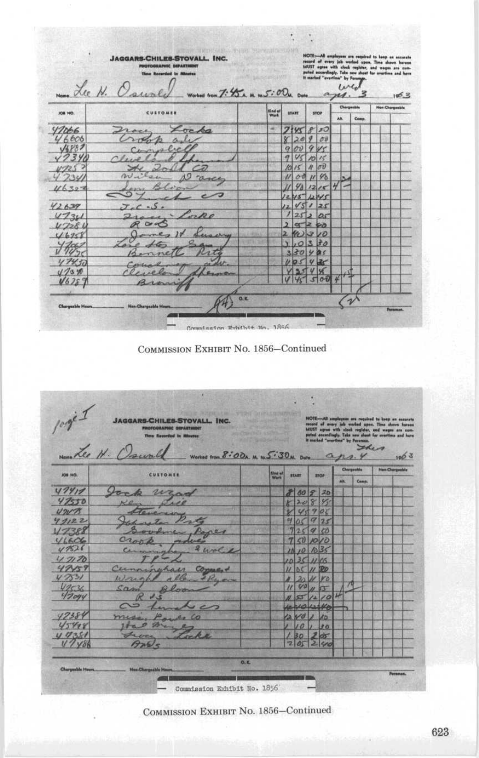**JAGGARS-CHILES-STOVALL, INC.**
PHOTOGRAPHIC DEPARTMENT
Time Recorded in Minutes

NOTE—All employees are required to keep an accurate record of every job worked upon. Time shown hereon MUST agree with clock register, and wages are computed accordingly. Take new sheet for overtime and have it marked "overtime" by Foreman.

Name Lee H. Oswald Worked from 7:45 A. M. to 5:00 P.M. Date Wed apr. 3 1963

| JOB NO. | CUSTOMER | Kind of Work | START | STOP | Chargeable Alt. | Chargeable Comp. | Non-Chargeable |
|---|---|---|---|---|---|---|---|
| 47066 | Tracy Locke | | 7:45 | 8 20 | | | |
| 46606 | Crook adv | | 8 20 | 9 00 | | | |
| 48887 | Campbell | | 9 00 | 9 45 | | | |
| 47340 | Cleveland Sherman | | 9 45 | 10 15 | | | |
| 47257 | Fe Doll Co | | 10 15 | 11 00 | | | |
| 47341 | Wilson O'Arcy | | 11 00 | 11 40 | | | |
| 46302 | Sam Bloom | | 11 40 | 12 15 | 4 | 30 | |
| | Lunch | | 12 15 | 12 45 | | | |
| 42639 | J.C.S. | | 12 45 | 1 25 | | | |
| 47341 | Tracy Locke | | 1 25 | 2 05 | | | |
| 47284 | R & S | | 2 05 | 2 40 | | | |
| 46958 | James H Lucey | | 2 40 | 3 10 | | | |
| 47069 | Love Sto Sam | | 3 10 | 3 30 | | | |
| 47425 | Bennett Ptg | | 3 30 | 4 05 | | | |
| 47450 | Couchman adv. | | 4 05 | 4 35 | | | |
| 47340 | Cleveland Sherman | | 4 35 | 4 45 | | | |
| 46757 | Braniff | | 4 45 | 5 00 | 4 | 15 | |

Chargeable Hours (4) Non-Chargeable Hours O.K. 5 1/2 Foreman.

Commission Exhibit No. 1856

COMMISSION EXHIBIT No. 1856—Continued

page I

**JAGGARS-CHILES-STOVALL, INC.**
PHOTOGRAPHIC DEPARTMENT
Time Recorded in Minutes

NOTE—All employees are required to keep an accurate record of every job worked upon. Time shown hereon MUST agree with clock register, and wages are computed accordingly. Take new sheet for overtime and have it marked "overtime" by Foreman.

Name Lee H. Oswald Worked from 8:00 A. M. to 5:30 P.M. Date Thur apr. 4 1963

| JOB NO. | CUSTOMER | Kind of Work | START | STOP | Chargeable Alt. | Chargeable Comp. | Non-Chargeable |
|---|---|---|---|---|---|---|---|
| 47419 | Jack Wyatt | | 8 00 | 8 20 | | | |
| 47550 | Ken Bell | | 8 20 | 8 45 | | | |
| 47075 | Stevens | | 8 45 | 9 05 | | | |
| 47122 | Johnston Ptg | | 9 05 | 9 25 | | | |
| 47388 | Bookman Papers | | 9 25 | 9 50 | | | |
| 46606 | Crook adv. | | 9 50 | 10 10 | | | |
| 47526 | Cunningham & Walsh | | 10 10 | 10 35 | | | |
| 47170 | TP-L | | 10 35 | 11 05 | | | |
| 47459 | Cunningham Compost | | 11 05 | 11 20 | | | |
| 47531 | Wright Allen & Ryan | | 11 20 | 11 40 | | | |
| 47536 | Sam Bloom | | 11 40 | 11 55 | 4 | 10 | |
| 47094 | R & S | | 11 55 | 12 10 | | | |
| | Lunch | | 12 10 | 12 40 | | | |
| 47384 | Miss. Power Co | | 12 40 | 1 10 | | | |
| 45498 | Hal Mingey | | 1 10 | 1 30 | | | |
| 47351 | Tracy Locke | | 1 30 | 2 05 | | | |
| 47486 | Arts | | 2 05 | 2 40 | | | |

Chargeable Hours Non-Chargeable Hours O.K. Foreman.

Commission Exhibit No. 1856

COMMISSION EXHIBIT No. 1856—Continued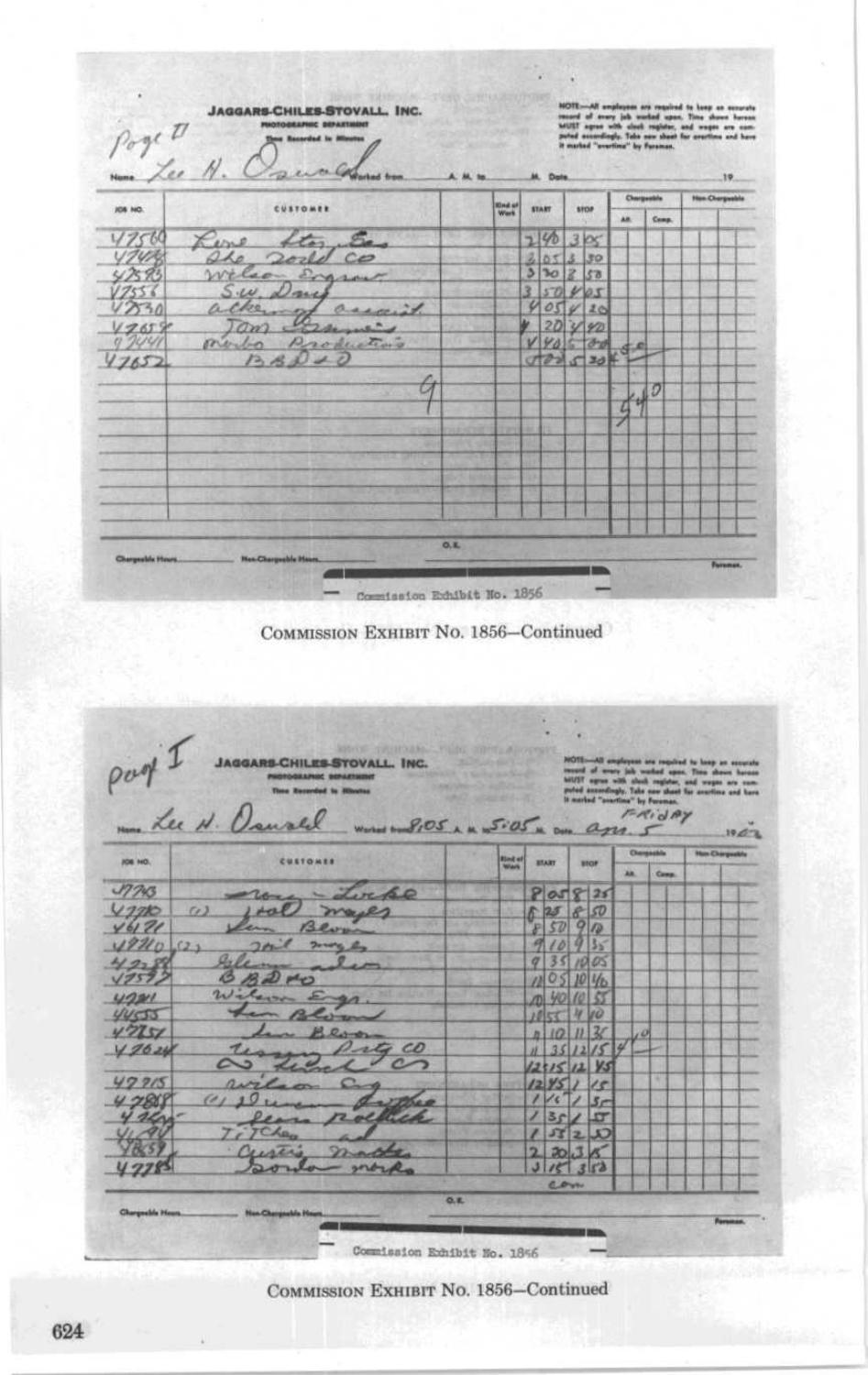Page II

**JAGGARS-CHILES-STOVALL, INC.**
PHOTOGRAPHIC DEPARTMENT
Time Recorded in Minutes

NOTE—All employees are required to keep an accurate record of every job worked upon. Time shown hereon MUST agree with clock register, and wages are computed accordingly. Take new sheet for overtime and have it marked "overtime" by Foreman.

Name Lee H. Oswald Worked from ____ A. M. to ____ M. Date ____ 19__

| JOB NO. | CUSTOMER | Kind of Work | START | STOP | Chargeable Art | Chargeable Comp. | Non-Chargeable |
|---|---|---|---|---|---|---|---|
| 47560 | Lone Star Gas | | 2 40 | 3 05 | | | |
| 47498 | The Zoold Co | | 3 05 | 3 30 | | | |
| 47593 | Wilson Engrav | | 3 30 | 3 50 | | | |
| 47556 | S.W. Dairy | | 3 50 | 4 05 | | | |
| 47530 | Alkenny Associat. | | 4 05 | 4 20 | | | |
| 47659 | Tom Summers | | 4 20 | 4 40 | | | |
| 47441 | Marbo Productions | | 4 40 | 5 00 | | | |
| 47652 | BBD+O | | 5 00 | 5 30 | 50 | | |
| | 9 | | | | 5 40 | | |

Chargeable Hours ____ Non-Chargeable Hours ____ O.K. ____ Foreman.

Commission Exhibit No. 1856

COMMISSION EXHIBIT No. 1856—Continued

Page I

**JAGGARS-CHILES-STOVALL, INC.**
PHOTOGRAPHIC DEPARTMENT
Time Recorded in Minutes

NOTE—All employees are required to keep an accurate record of every job worked upon. Time shown hereon MUST agree with clock register, and wages are computed accordingly. Take new sheet for overtime and have it marked "overtime" by Foreman.

Name Lee H. Oswald Worked from 8:05 A. M. to 5:05 M. Date Apr. 5 FRIDAY 1963

| JOB NO. | CUSTOMER | Kind of Work | START | STOP | Chargeable Art | Chargeable Comp. | Non-Chargeable |
|---|---|---|---|---|---|---|---|
| 47713 | Nova Zorko | | 8 05 | 8 25 | | | |
| 47710 | (1) Joal Mayes | | 8 25 | 8 50 | | | |
| 46171 | Sam Bloom | | 8 50 | 9 10 | | | |
| 47710 | (2) Jal Mayes | | 9 10 | 9 35 | | | |
| 47258 | Glenn Adver | | 9 35 | 10 05 | | | |
| 47597 | BBD+O | | 10 05 | 10 40 | | | |
| 47201 | Wilson Engr. | | 10 40 | 10 55 | | | |
| 44555 | Sam Bloom | | 10 55 | 11 10 | | | |
| 47851 | Sam Bloom | | 11 10 | 11 35 | | | |
| 47624 | Unsan Arty Co | | 11 35 | 12 15 | 4 10 | | |
| | Lunch | | | | | | |
| 47915 | Wilson Eng | | 12 15 | 12 45 | | | |
| 47888 | (1) Duncan Luther | | 12 45 | 1 15 | | | |
| 47869 | Sears Roebuck | | 1 15 | 1 35 | | | |
| 46490 | Titche | | 1 35 | 1 55 | | | |
| 47859 | Custer Marts | | 1 55 | 2 20 | | | |
| 47785 | Sonda Works | | 2 20 | 3 15 | | | |
| | | | 3 15 | 3 50 | | | |
| | | | cont | | | | |

Chargeable Hours ____ Non-Chargeable Hours ____ O.K. ____ Foreman.

Commission Exhibit No. 1856

COMMISSION EXHIBIT No. 1856—Continued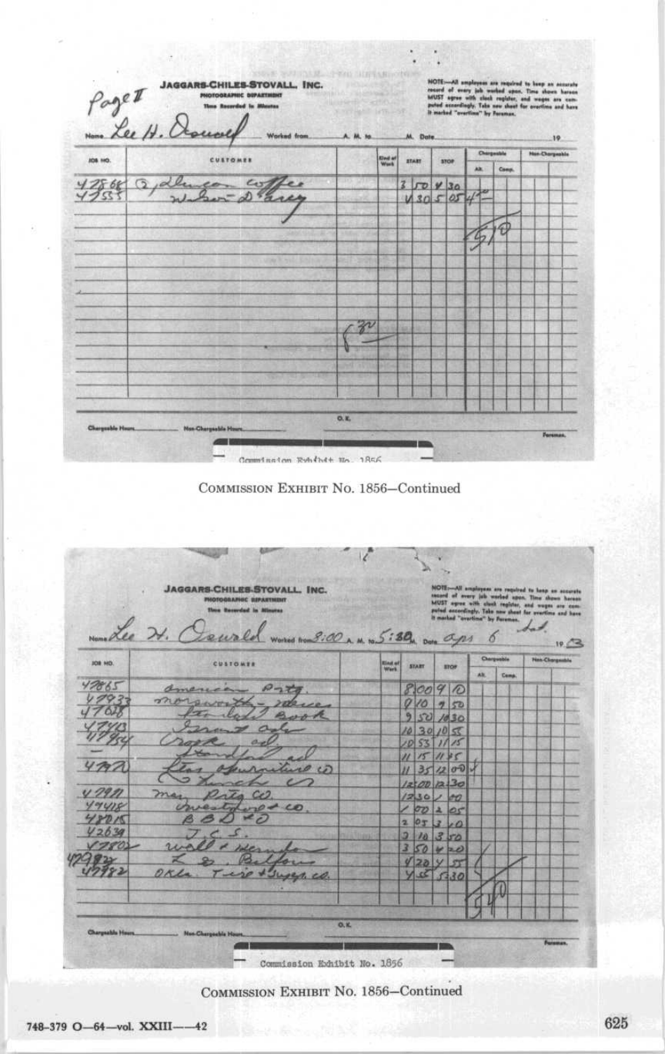Page II

**JAGGARS-CHILES-STOVALL, INC.**
PHOTOGRAPHIC DEPARTMENT
Time Recorded in Minutes

NOTE—All employees are required to keep an accurate record of every job worked upon. Time shown hereon MUST agree with clock register, and wages are computed accordingly. Take new sheet for overtime and have it marked "overtime" by Foreman.

Name Lee H. Oswald Worked from ______ A. M. to ______ M. Date ______ 19__

| JOB NO. | CUSTOMER | Kind of Work | START | STOP | Chargeable Alt. | Chargeable Comp. | Non-Chargeable |
|---|---|---|---|---|---|---|---|
| 47868 | Duncan coffee | | 3 50 | 4 30 | | | |
| 47555 | Wilson-D'Arcy | | 4 30 | 5 05 | 4[30] | | |
| | | | | | 6[10] | | |
| | | | | | | | |
| | | | | | | | |

Chargeable Hours ______ Non-Chargeable Hours ______ O.K. ______ Foreman.

Commission Exhibit No. 1856

COMMISSION EXHIBIT No. 1856—Continued

**JAGGARS-CHILES-STOVALL, INC.**
PHOTOGRAPHIC DEPARTMENT
Time Recorded in Minutes

NOTE—All employees are required to keep an accurate record of every job worked upon. Time shown hereon MUST agree with clock register, and wages are computed accordingly. Take new sheet for overtime and have it marked "overtime" by Foreman.

Name Lee H. Oswald Worked from 8:00 A. M. to 5:30 M. Date Apr 6 Sat. 1963

| JOB NO. | CUSTOMER | Kind of Work | START | STOP | Chargeable Alt. | Chargeable Comp. | Non-Chargeable |
|---|---|---|---|---|---|---|---|
| 47865 | American Prtg. | | 8 00 | 9 10 | | | |
| 47933 | Morsworth-Neuce | | 9 10 | 9 50 | | | |
| 47028 | Standard Book | | 9 50 | 10 30 | | | |
| 47743 | Isrant ade | | 10 30 | 10 53 | | | |
| 47934 | Crook ad | | 10 53 | 11 15 | | | |
| — | Standard ad | | 11 15 | 11 35 | | | |
| 47972 | Leos Furniture co | | 11 35 | 12 00 | | | |
| | Lunch | | 12 00 | 12 30 | | | |
| 47911 | Mer Prtg Co. | | 12 30 | 1 00 | | | |
| 47418 | Investors + co. | | 1 00 | 2 05 | | | |
| 48015 | BBD + O | | 2 05 | 3 10 | | | |
| 42639 | J. C. S. | | 3 10 | 3 50 | | | |
| 47802 | Wall + Herndon | | 3 50 | 4 20 | | | |
| 47982 | L. S. Belfour | | 4 20 | 4 55 | | | |
| 47982 | Okla. Tire + Supp. co. | | 4 55 | 5 30 | | | |
| | | | | | 5[40] | | |

Chargeable Hours ______ Non-Chargeable Hours ______ O.K. ______ Foreman.

Commission Exhibit No. 1856

COMMISSION EXHIBIT No. 1856—Continued

748-379 O—64—vol. XXIII——42